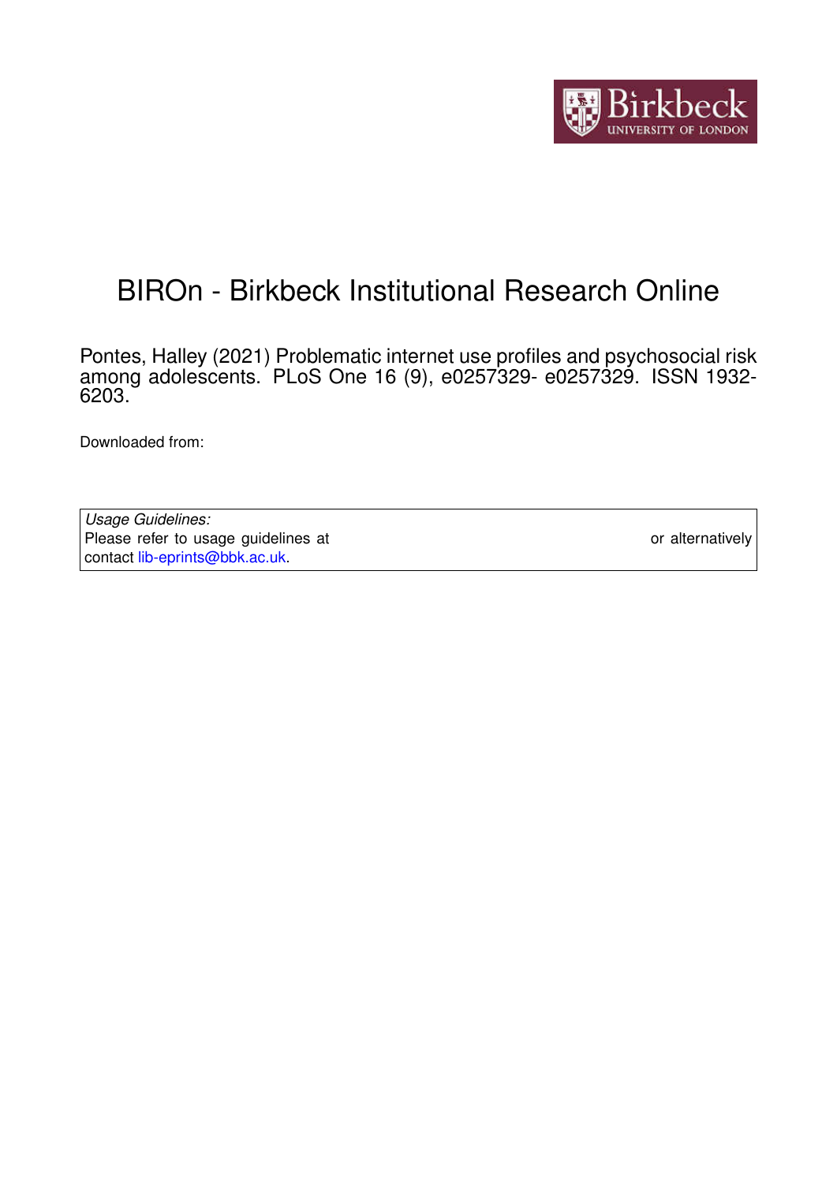# BIROn - Birkbeck Institutional Research Online

Pontes, Halley (2021) Problematic internet use profiles and psychosocial risk among adolescents. PLoS One 16 (9), e0257329- e0257329. ISSN 1932-6203.

Downloaded from:

*Usage Guidelines:*
Please refer to usage guidelines at or alternatively contact lib-eprints@bbk.ac.uk.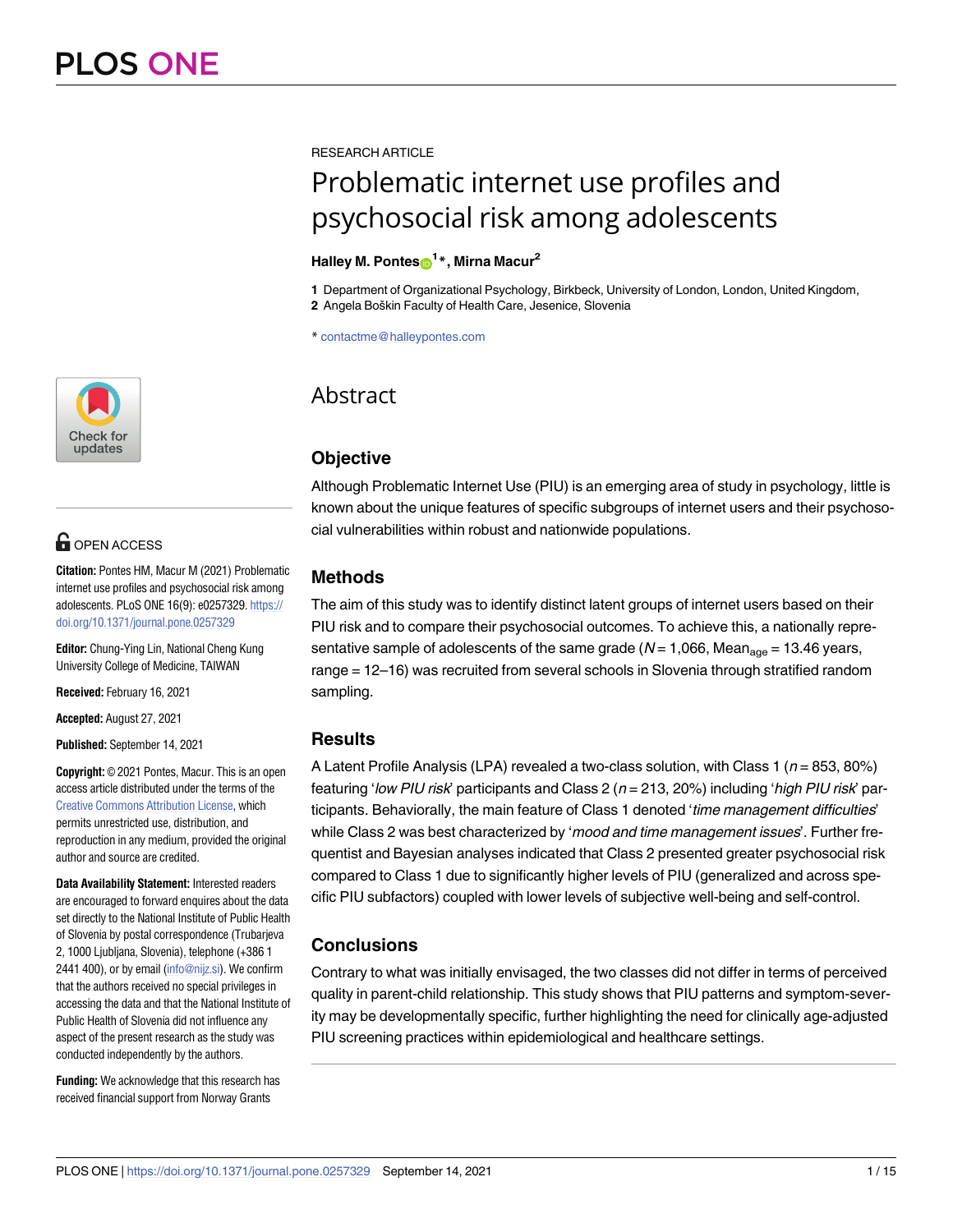RESEARCH ARTICLE

# Problematic internet use profiles and psychosocial risk among adolescents

**Halley M. Pontes**[1]*, **Mirna Macur**[2]

**1** Department of Organizational Psychology, Birkbeck, University of London, London, United Kingdom,
**2** Angela Boškin Faculty of Health Care, Jesenice, Slovenia

* contactme@halleypontes.com

OPEN ACCESS

**Citation:** Pontes HM, Macur M (2021) Problematic internet use profiles and psychosocial risk among adolescents. PLoS ONE 16(9): e0257329. https://doi.org/10.1371/journal.pone.0257329

**Editor:** Chung-Ying Lin, National Cheng Kung University College of Medicine, TAIWAN

**Received:** February 16, 2021

**Accepted:** August 27, 2021

**Published:** September 14, 2021

**Copyright:** © 2021 Pontes, Macur. This is an open access article distributed under the terms of the Creative Commons Attribution License, which permits unrestricted use, distribution, and reproduction in any medium, provided the original author and source are credited.

**Data Availability Statement:** Interested readers are encouraged to forward enquires about the data set directly to the National Institute of Public Health of Slovenia by postal correspondence (Trubarjeva 2, 1000 Ljubljana, Slovenia), telephone (+386 1 2441 400), or by email (info@nijz.si). We confirm that the authors received no special privileges in accessing the data and that the National Institute of Public Health of Slovenia did not influence any aspect of the present research as the study was conducted independently by the authors.

**Funding:** We acknowledge that this research has received financial support from Norway Grants

## Abstract

### Objective

Although Problematic Internet Use (PIU) is an emerging area of study in psychology, little is known about the unique features of specific subgroups of internet users and their psychosocial vulnerabilities within robust and nationwide populations.

### Methods

The aim of this study was to identify distinct latent groups of internet users based on their PIU risk and to compare their psychosocial outcomes. To achieve this, a nationally representative sample of adolescents of the same grade ($N$ = 1,066, $\text{Mean}_{\text{age}}$ = 13.46 years, range = 12–16) was recruited from several schools in Slovenia through stratified random sampling.

### Results

A Latent Profile Analysis (LPA) revealed a two-class solution, with Class 1 ($n$ = 853, 80%) featuring '*low PIU risk*' participants and Class 2 ($n$ = 213, 20%) including '*high PIU risk*' participants. Behaviorally, the main feature of Class 1 denoted '*time management difficulties*' while Class 2 was best characterized by '*mood and time management issues*'. Further frequentist and Bayesian analyses indicated that Class 2 presented greater psychosocial risk compared to Class 1 due to significantly higher levels of PIU (generalized and across specific PIU subfactors) coupled with lower levels of subjective well-being and self-control.

### Conclusions

Contrary to what was initially envisaged, the two classes did not differ in terms of perceived quality in parent-child relationship. This study shows that PIU patterns and symptom-severity may be developmentally specific, further highlighting the need for clinically age-adjusted PIU screening practices within epidemiological and healthcare settings.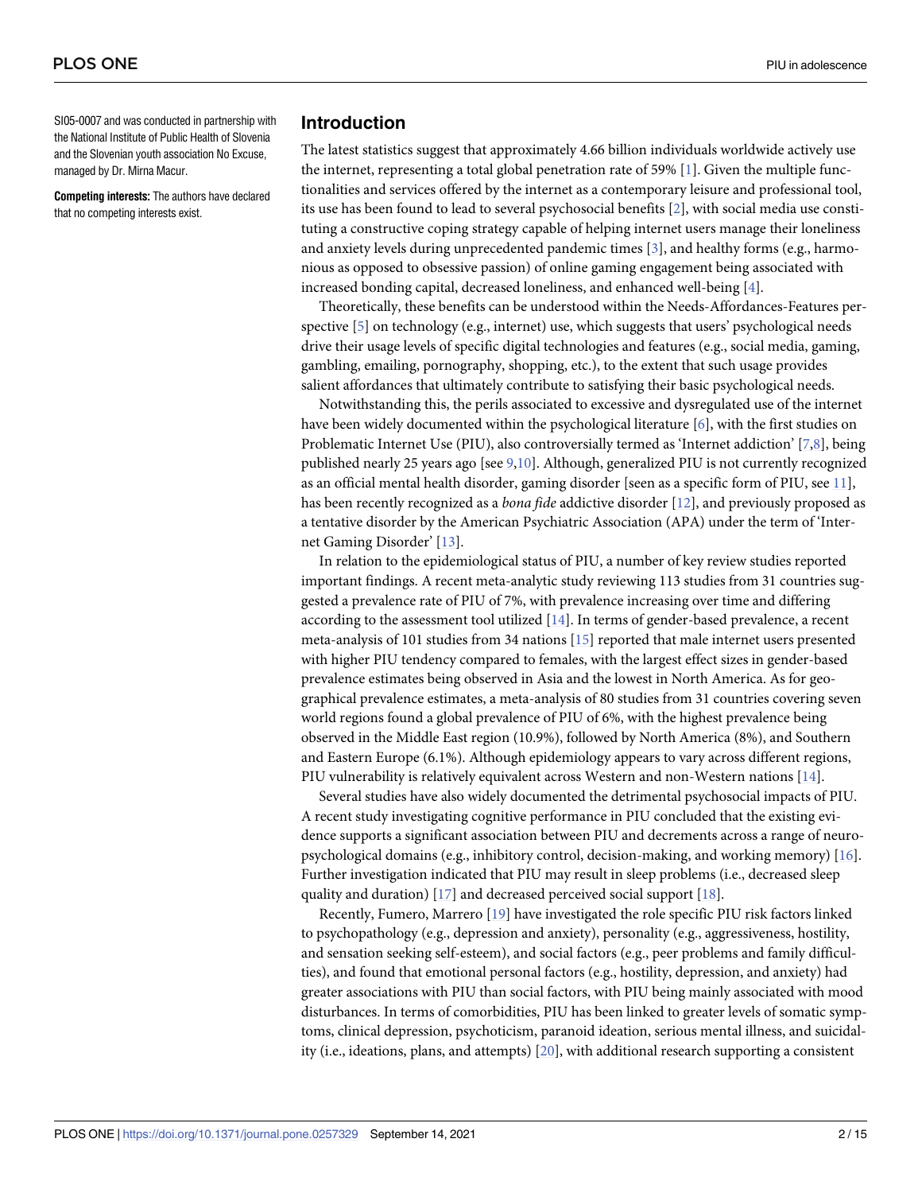SI05-0007 and was conducted in partnership with the National Institute of Public Health of Slovenia and the Slovenian youth association No Excuse, managed by Dr. Mirna Macur.

**Competing interests:** The authors have declared that no competing interests exist.

## Introduction

The latest statistics suggest that approximately 4.66 billion individuals worldwide actively use the internet, representing a total global penetration rate of 59% [1]. Given the multiple functionalities and services offered by the internet as a contemporary leisure and professional tool, its use has been found to lead to several psychosocial benefits [2], with social media use constituting a constructive coping strategy capable of helping internet users manage their loneliness and anxiety levels during unprecedented pandemic times [3], and healthy forms (e.g., harmonious as opposed to obsessive passion) of online gaming engagement being associated with increased bonding capital, decreased loneliness, and enhanced well-being [4].

Theoretically, these benefits can be understood within the Needs-Affordances-Features perspective [5] on technology (e.g., internet) use, which suggests that users' psychological needs drive their usage levels of specific digital technologies and features (e.g., social media, gaming, gambling, emailing, pornography, shopping, etc.), to the extent that such usage provides salient affordances that ultimately contribute to satisfying their basic psychological needs.

Notwithstanding this, the perils associated to excessive and dysregulated use of the internet have been widely documented within the psychological literature [6], with the first studies on Problematic Internet Use (PIU), also controversially termed as 'Internet addiction' [7,8], being published nearly 25 years ago [see 9,10]. Although, generalized PIU is not currently recognized as an official mental health disorder, gaming disorder [seen as a specific form of PIU, see 11], has been recently recognized as a *bona fide* addictive disorder [12], and previously proposed as a tentative disorder by the American Psychiatric Association (APA) under the term of 'Internet Gaming Disorder' [13].

In relation to the epidemiological status of PIU, a number of key review studies reported important findings. A recent meta-analytic study reviewing 113 studies from 31 countries suggested a prevalence rate of PIU of 7%, with prevalence increasing over time and differing according to the assessment tool utilized [14]. In terms of gender-based prevalence, a recent meta-analysis of 101 studies from 34 nations [15] reported that male internet users presented with higher PIU tendency compared to females, with the largest effect sizes in gender-based prevalence estimates being observed in Asia and the lowest in North America. As for geographical prevalence estimates, a meta-analysis of 80 studies from 31 countries covering seven world regions found a global prevalence of PIU of 6%, with the highest prevalence being observed in the Middle East region (10.9%), followed by North America (8%), and Southern and Eastern Europe (6.1%). Although epidemiology appears to vary across different regions, PIU vulnerability is relatively equivalent across Western and non-Western nations [14].

Several studies have also widely documented the detrimental psychosocial impacts of PIU. A recent study investigating cognitive performance in PIU concluded that the existing evidence supports a significant association between PIU and decrements across a range of neuropsychological domains (e.g., inhibitory control, decision-making, and working memory) [16]. Further investigation indicated that PIU may result in sleep problems (i.e., decreased sleep quality and duration) [17] and decreased perceived social support [18].

Recently, Fumero, Marrero [19] have investigated the role specific PIU risk factors linked to psychopathology (e.g., depression and anxiety), personality (e.g., aggressiveness, hostility, and sensation seeking self-esteem), and social factors (e.g., peer problems and family difficulties), and found that emotional personal factors (e.g., hostility, depression, and anxiety) had greater associations with PIU than social factors, with PIU being mainly associated with mood disturbances. In terms of comorbidities, PIU has been linked to greater levels of somatic symptoms, clinical depression, psychoticism, paranoid ideation, serious mental illness, and suicidality (i.e., ideations, plans, and attempts) [20], with additional research supporting a consistent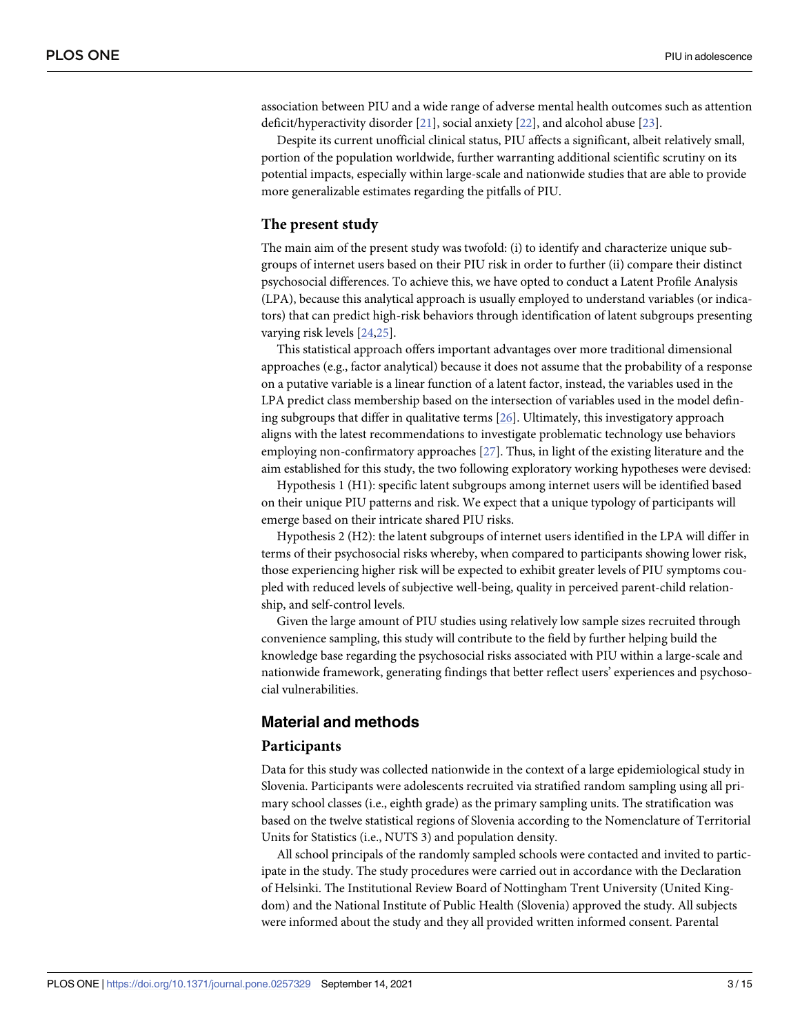association between PIU and a wide range of adverse mental health outcomes such as attention deficit/hyperactivity disorder [21], social anxiety [22], and alcohol abuse [23].

Despite its current unofficial clinical status, PIU affects a significant, albeit relatively small, portion of the population worldwide, further warranting additional scientific scrutiny on its potential impacts, especially within large-scale and nationwide studies that are able to provide more generalizable estimates regarding the pitfalls of PIU.

## The present study

The main aim of the present study was twofold: (i) to identify and characterize unique subgroups of internet users based on their PIU risk in order to further (ii) compare their distinct psychosocial differences. To achieve this, we have opted to conduct a Latent Profile Analysis (LPA), because this analytical approach is usually employed to understand variables (or indicators) that can predict high-risk behaviors through identification of latent subgroups presenting varying risk levels [24,25].

This statistical approach offers important advantages over more traditional dimensional approaches (e.g., factor analytical) because it does not assume that the probability of a response on a putative variable is a linear function of a latent factor, instead, the variables used in the LPA predict class membership based on the intersection of variables used in the model defining subgroups that differ in qualitative terms [26]. Ultimately, this investigatory approach aligns with the latest recommendations to investigate problematic technology use behaviors employing non-confirmatory approaches [27]. Thus, in light of the existing literature and the aim established for this study, the two following exploratory working hypotheses were devised:

Hypothesis 1 (H1): specific latent subgroups among internet users will be identified based on their unique PIU patterns and risk. We expect that a unique typology of participants will emerge based on their intricate shared PIU risks.

Hypothesis 2 (H2): the latent subgroups of internet users identified in the LPA will differ in terms of their psychosocial risks whereby, when compared to participants showing lower risk, those experiencing higher risk will be expected to exhibit greater levels of PIU symptoms coupled with reduced levels of subjective well-being, quality in perceived parent-child relationship, and self-control levels.

Given the large amount of PIU studies using relatively low sample sizes recruited through convenience sampling, this study will contribute to the field by further helping build the knowledge base regarding the psychosocial risks associated with PIU within a large-scale and nationwide framework, generating findings that better reflect users' experiences and psychosocial vulnerabilities.

# Material and methods

## Participants

Data for this study was collected nationwide in the context of a large epidemiological study in Slovenia. Participants were adolescents recruited via stratified random sampling using all primary school classes (i.e., eighth grade) as the primary sampling units. The stratification was based on the twelve statistical regions of Slovenia according to the Nomenclature of Territorial Units for Statistics (i.e., NUTS 3) and population density.

All school principals of the randomly sampled schools were contacted and invited to participate in the study. The study procedures were carried out in accordance with the Declaration of Helsinki. The Institutional Review Board of Nottingham Trent University (United Kingdom) and the National Institute of Public Health (Slovenia) approved the study. All subjects were informed about the study and they all provided written informed consent. Parental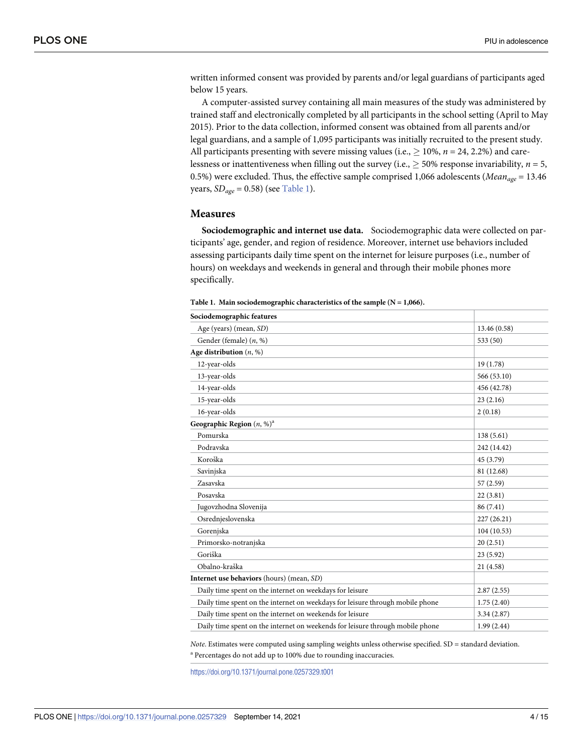written informed consent was provided by parents and/or legal guardians of participants aged below 15 years.

A computer-assisted survey containing all main measures of the study was administered by trained staff and electronically completed by all participants in the school setting (April to May 2015). Prior to the data collection, informed consent was obtained from all parents and/or legal guardians, and a sample of 1,095 participants was initially recruited to the present study. All participants presenting with severe missing values (i.e., $\geq$ 10%, $n$ = 24, 2.2%) and carelessness or inattentiveness when filling out the survey (i.e., $\geq$ 50% response invariability, $n$ = 5, 0.5%) were excluded. Thus, the effective sample comprised 1,066 adolescents ($Mean_{age}$ = 13.46 years, $SD_{age}$ = 0.58) (see Table 1).

## Measures

**Sociodemographic and internet use data.** Sociodemographic data were collected on participants' age, gender, and region of residence. Moreover, internet use behaviors included assessing participants daily time spent on the internet for leisure purposes (i.e., number of hours) on weekdays and weekends in general and through their mobile phones more specifically.

**Table 1. Main sociodemographic characteristics of the sample (N = 1,066).**

| **Sociodemographic features** | |
|---|---|
| Age (years) (mean, *SD*) | 13.46 (0.58) |
| Gender (female) (*n*, %) | 533 (50) |
| **Age distribution** (*n*, %) | |
| 12-year-olds | 19 (1.78) |
| 13-year-olds | 566 (53.10) |
| 14-year-olds | 456 (42.78) |
| 15-year-olds | 23 (2.16) |
| 16-year-olds | 2 (0.18) |
| **Geographic Region** (*n*, %)[a] | |
| Pomurska | 138 (5.61) |
| Podravska | 242 (14.42) |
| Koroška | 45 (3.79) |
| Savinjska | 81 (12.68) |
| Zasavska | 57 (2.59) |
| Posavska | 22 (3.81) |
| Jugovzhodna Slovenija | 86 (7.41) |
| Osrednjeslovenska | 227 (26.21) |
| Gorenjska | 104 (10.53) |
| Primorsko-notranjska | 20 (2.51) |
| Goriška | 23 (5.92) |
| Obalno-kraška | 21 (4.58) |
| **Internet use behaviors** (hours) (mean, *SD*) | |
| Daily time spent on the internet on weekdays for leisure | 2.87 (2.55) |
| Daily time spent on the internet on weekdays for leisure through mobile phone | 1.75 (2.40) |
| Daily time spent on the internet on weekends for leisure | 3.34 (2.87) |
| Daily time spent on the internet on weekends for leisure through mobile phone | 1.99 (2.44) |

*Note*. Estimates were computed using sampling weights unless otherwise specified. SD = standard deviation.

[a] Percentages do not add up to 100% due to rounding inaccuracies.

https://doi.org/10.1371/journal.pone.0257329.t001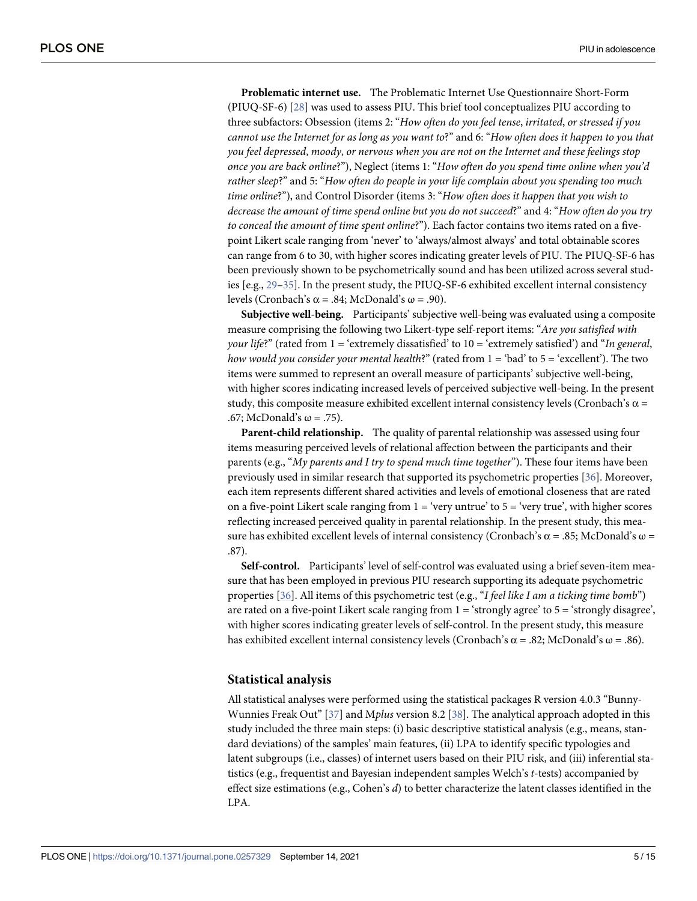**Problematic internet use.** The Problematic Internet Use Questionnaire Short-Form (PIUQ-SF-6) [28] was used to assess PIU. This brief tool conceptualizes PIU according to three subfactors: Obsession (items 2: "*How often do you feel tense, irritated, or stressed if you cannot use the Internet for as long as you want to*?" and 6: "*How often does it happen to you that you feel depressed, moody, or nervous when you are not on the Internet and these feelings stop once you are back online*?"), Neglect (items 1: "*How often do you spend time online when you'd rather sleep*?" and 5: "*How often do people in your life complain about you spending too much time online*?"), and Control Disorder (items 3: "*How often does it happen that you wish to decrease the amount of time spend online but you do not succeed*?" and 4: "*How often do you try to conceal the amount of time spent online*?"). Each factor contains two items rated on a five-point Likert scale ranging from 'never' to 'always/almost always' and total obtainable scores can range from 6 to 30, with higher scores indicating greater levels of PIU. The PIUQ-SF-6 has been previously shown to be psychometrically sound and has been utilized across several studies [e.g., 29–35]. In the present study, the PIUQ-SF-6 exhibited excellent internal consistency levels (Cronbach's $\alpha$ = .84; McDonald's $\omega$ = .90).

**Subjective well-being.** Participants' subjective well-being was evaluated using a composite measure comprising the following two Likert-type self-report items: "*Are you satisfied with your life*?" (rated from 1 = 'extremely dissatisfied' to 10 = 'extremely satisfied') and "*In general, how would you consider your mental health*?" (rated from 1 = 'bad' to 5 = 'excellent'). The two items were summed to represent an overall measure of participants' subjective well-being, with higher scores indicating increased levels of perceived subjective well-being. In the present study, this composite measure exhibited excellent internal consistency levels (Cronbach's $\alpha$ = .67; McDonald's $\omega$ = .75).

**Parent-child relationship.** The quality of parental relationship was assessed using four items measuring perceived levels of relational affection between the participants and their parents (e.g., "*My parents and I try to spend much time together*"). These four items have been previously used in similar research that supported its psychometric properties [36]. Moreover, each item represents different shared activities and levels of emotional closeness that are rated on a five-point Likert scale ranging from 1 = 'very untrue' to 5 = 'very true', with higher scores reflecting increased perceived quality in parental relationship. In the present study, this measure has exhibited excellent levels of internal consistency (Cronbach's $\alpha$ = .85; McDonald's $\omega$ = .87).

**Self-control.** Participants' level of self-control was evaluated using a brief seven-item measure that has been employed in previous PIU research supporting its adequate psychometric properties [36]. All items of this psychometric test (e.g., "*I feel like I am a ticking time bomb*") are rated on a five-point Likert scale ranging from 1 = 'strongly agree' to 5 = 'strongly disagree', with higher scores indicating greater levels of self-control. In the present study, this measure has exhibited excellent internal consistency levels (Cronbach's $\alpha$ = .82; McDonald's $\omega$ = .86).

## Statistical analysis

All statistical analyses were performed using the statistical packages R version 4.0.3 "Bunny-Wunnies Freak Out" [37] and M*plus* version 8.2 [38]. The analytical approach adopted in this study included the three main steps: (i) basic descriptive statistical analysis (e.g., means, standard deviations) of the samples' main features, (ii) LPA to identify specific typologies and latent subgroups (i.e., classes) of internet users based on their PIU risk, and (iii) inferential statistics (e.g., frequentist and Bayesian independent samples Welch's *t*-tests) accompanied by effect size estimations (e.g., Cohen's *d*) to better characterize the latent classes identified in the LPA.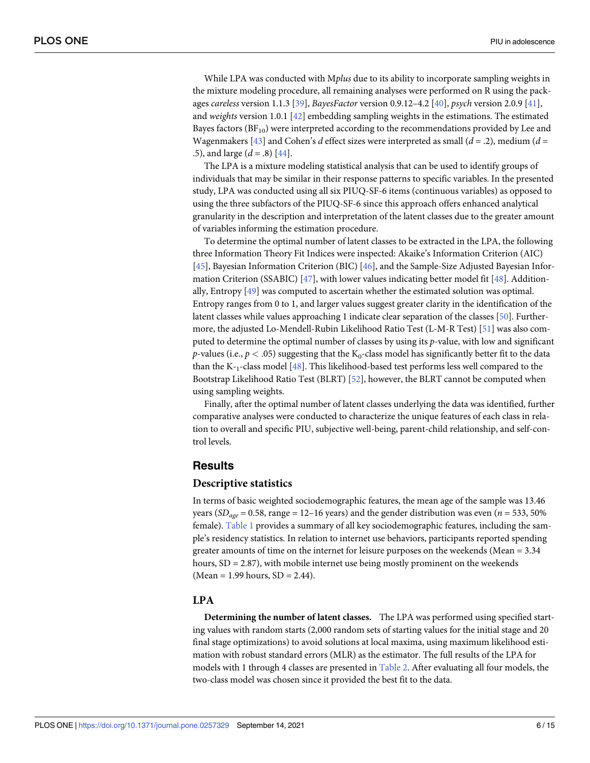While LPA was conducted with M*plus* due to its ability to incorporate sampling weights in the mixture modeling procedure, all remaining analyses were performed on R using the packages *careless* version 1.1.3 [39], *BayesFactor* version 0.9.12–4.2 [40], *psych* version 2.0.9 [41], and *weights* version 1.0.1 [42] embedding sampling weights in the estimations. The estimated Bayes factors ($BF_{10}$) were interpreted according to the recommendations provided by Lee and Wagenmakers [43] and Cohen's *d* effect sizes were interpreted as small ($d$ = .2), medium ($d$ = .5), and large ($d$ = .8) [44].

The LPA is a mixture modeling statistical analysis that can be used to identify groups of individuals that may be similar in their response patterns to specific variables. In the presented study, LPA was conducted using all six PIUQ-SF-6 items (continuous variables) as opposed to using the three subfactors of the PIUQ-SF-6 since this approach offers enhanced analytical granularity in the description and interpretation of the latent classes due to the greater amount of variables informing the estimation procedure.

To determine the optimal number of latent classes to be extracted in the LPA, the following three Information Theory Fit Indices were inspected: Akaike's Information Criterion (AIC) [45], Bayesian Information Criterion (BIC) [46], and the Sample-Size Adjusted Bayesian Information Criterion (SSABIC) [47], with lower values indicating better model fit [48]. Additionally, Entropy [49] was computed to ascertain whether the estimated solution was optimal. Entropy ranges from 0 to 1, and larger values suggest greater clarity in the identification of the latent classes while values approaching 1 indicate clear separation of the classes [50]. Furthermore, the adjusted Lo-Mendell-Rubin Likelihood Ratio Test (L-M-R Test) [51] was also computed to determine the optimal number of classes by using its *p*-value, with low and significant *p*-values (i.e., $p < .05$) suggesting that the $K_0$-class model has significantly better fit to the data than the $K_{-1}$-class model [48]. This likelihood-based test performs less well compared to the Bootstrap Likelihood Ratio Test (BLRT) [52], however, the BLRT cannot be computed when using sampling weights.

Finally, after the optimal number of latent classes underlying the data was identified, further comparative analyses were conducted to characterize the unique features of each class in relation to overall and specific PIU, subjective well-being, parent-child relationship, and self-control levels.

## Results

### Descriptive statistics

In terms of basic weighted sociodemographic features, the mean age of the sample was 13.46 years ($SD_{age}$ = 0.58, range = 12–16 years) and the gender distribution was even ($n$ = 533, 50% female). Table 1 provides a summary of all key sociodemographic features, including the sample's residency statistics. In relation to internet use behaviors, participants reported spending greater amounts of time on the internet for leisure purposes on the weekends (Mean = 3.34 hours, SD = 2.87), with mobile internet use being mostly prominent on the weekends (Mean = 1.99 hours, SD = 2.44).

### LPA

**Determining the number of latent classes.** The LPA was performed using specified starting values with random starts (2,000 random sets of starting values for the initial stage and 20 final stage optimizations) to avoid solutions at local maxima, using maximum likelihood estimation with robust standard errors (MLR) as the estimator. The full results of the LPA for models with 1 through 4 classes are presented in Table 2. After evaluating all four models, the two-class model was chosen since it provided the best fit to the data.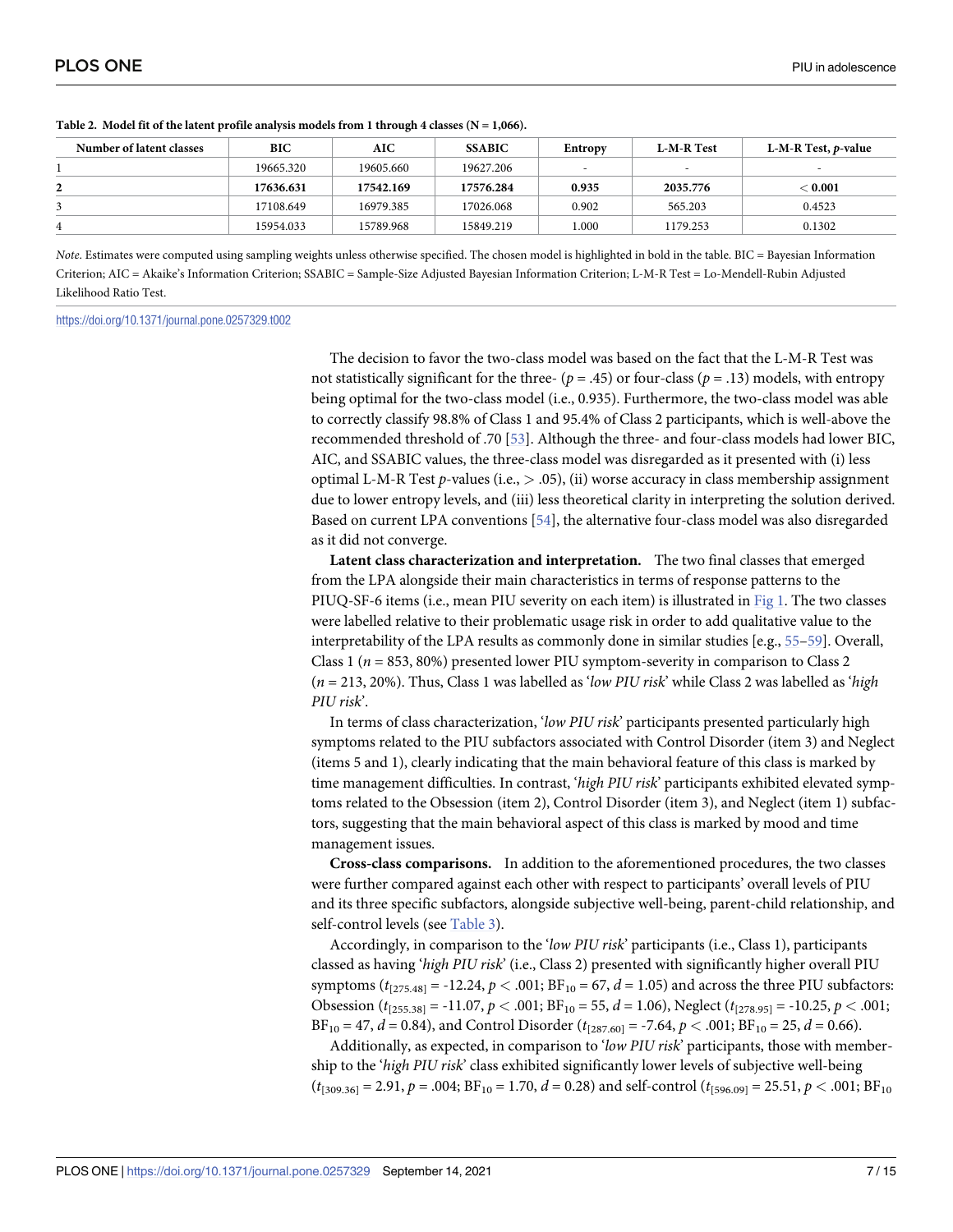**Table 2. Model fit of the latent profile analysis models from 1 through 4 classes (N = 1,066).**

| Number of latent classes | BIC | AIC | SSABIC | Entropy | L-M-R Test | L-M-R Test, *p*-value |
|---|---|---|---|---|---|---|
| 1 | 19665.320 | 19605.660 | 19627.206 | - | - | - |
| **2** | **17636.631** | **17542.169** | **17576.284** | **0.935** | **2035.776** | **< 0.001** |
| 3 | 17108.649 | 16979.385 | 17026.068 | 0.902 | 565.203 | 0.4523 |
| 4 | 15954.033 | 15789.968 | 15849.219 | 1.000 | 1179.253 | 0.1302 |

*Note*. Estimates were computed using sampling weights unless otherwise specified. The chosen model is highlighted in bold in the table. BIC = Bayesian Information Criterion; AIC = Akaike's Information Criterion; SSABIC = Sample-Size Adjusted Bayesian Information Criterion; L-M-R Test = Lo-Mendell-Rubin Adjusted Likelihood Ratio Test.

https://doi.org/10.1371/journal.pone.0257329.t002

The decision to favor the two-class model was based on the fact that the L-M-R Test was not statistically significant for the three- ($p = .45$) or four-class ($p = .13$) models, with entropy being optimal for the two-class model (i.e., 0.935). Furthermore, the two-class model was able to correctly classify 98.8% of Class 1 and 95.4% of Class 2 participants, which is well-above the recommended threshold of .70 [53]. Although the three- and four-class models had lower BIC, AIC, and SSABIC values, the three-class model was disregarded as it presented with (i) less optimal L-M-R Test *p*-values (i.e., $> .05$), (ii) worse accuracy in class membership assignment due to lower entropy levels, and (iii) less theoretical clarity in interpreting the solution derived. Based on current LPA conventions [54], the alternative four-class model was also disregarded as it did not converge.

**Latent class characterization and interpretation.** The two final classes that emerged from the LPA alongside their main characteristics in terms of response patterns to the PIUQ-SF-6 items (i.e., mean PIU severity on each item) is illustrated in Fig 1. The two classes were labelled relative to their problematic usage risk in order to add qualitative value to the interpretability of the LPA results as commonly done in similar studies [e.g., 55–59]. Overall, Class 1 ($n = 853$, 80%) presented lower PIU symptom-severity in comparison to Class 2 ($n = 213$, 20%). Thus, Class 1 was labelled as '*low PIU risk*' while Class 2 was labelled as '*high PIU risk*'.

In terms of class characterization, '*low PIU risk*' participants presented particularly high symptoms related to the PIU subfactors associated with Control Disorder (item 3) and Neglect (items 5 and 1), clearly indicating that the main behavioral feature of this class is marked by time management difficulties. In contrast, '*high PIU risk*' participants exhibited elevated symptoms related to the Obsession (item 2), Control Disorder (item 3), and Neglect (item 1) subfactors, suggesting that the main behavioral aspect of this class is marked by mood and time management issues.

**Cross-class comparisons.** In addition to the aforementioned procedures, the two classes were further compared against each other with respect to participants' overall levels of PIU and its three specific subfactors, alongside subjective well-being, parent-child relationship, and self-control levels (see Table 3).

Accordingly, in comparison to the '*low PIU risk*' participants (i.e., Class 1), participants classed as having '*high PIU risk*' (i.e., Class 2) presented with significantly higher overall PIU symptoms ($t_{[275.48]} = -12.24$, $p < .001$; $BF_{10} = 67$, $d = 1.05$) and across the three PIU subfactors: Obsession ($t_{[255.38]} = -11.07$, $p < .001$; $BF_{10} = 55$, $d = 1.06$), Neglect ($t_{[278.95]} = -10.25$, $p < .001$; $BF_{10} = 47$, $d = 0.84$), and Control Disorder ($t_{[287.60]} = -7.64$, $p < .001$; $BF_{10} = 25$, $d = 0.66$).

Additionally, as expected, in comparison to '*low PIU risk*' participants, those with membership to the '*high PIU risk*' class exhibited significantly lower levels of subjective well-being ($t_{[309.36]} = 2.91$, $p = .004$; $BF_{10} = 1.70$, $d = 0.28$) and self-control ($t_{[596.09]} = 25.51$, $p < .001$; $BF_{10}$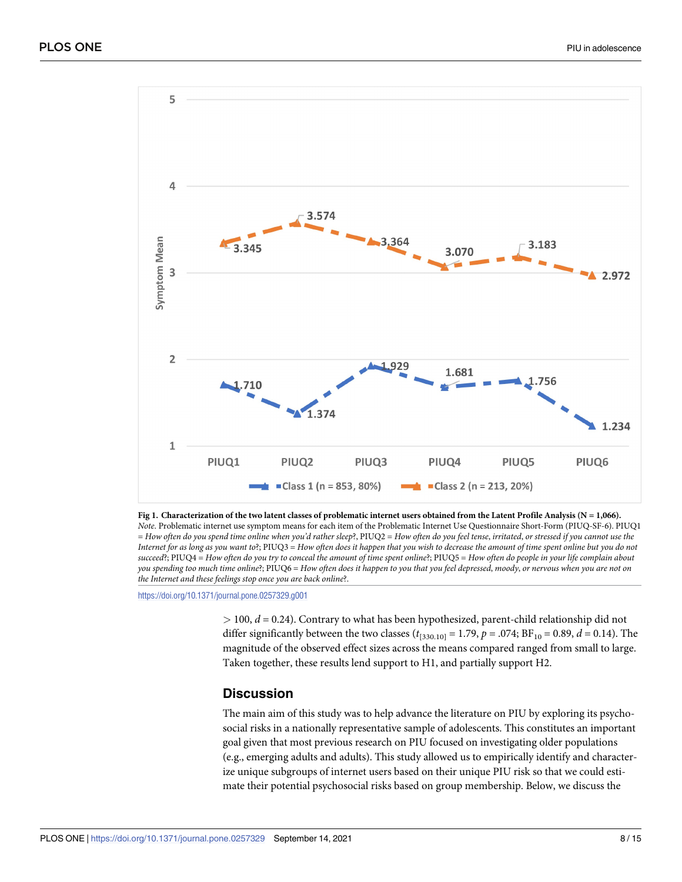5

4

3

2

1

Symptom Mean

3.345
3.574
3.364
3.070
3.183
2.972

1.710
1.374
1.929
1.681
1.756
1.234

PIUQ1 PIUQ2 PIUQ3 PIUQ4 PIUQ5 PIUQ6

Class 1 (n = 853, 80%)
Class 2 (n = 213, 20%)

**Fig 1. Characterization of the two latent classes of problematic internet users obtained from the Latent Profile Analysis (N = 1,066).** *Note*. Problematic internet use symptom means for each item of the Problematic Internet Use Questionnaire Short-Form (PIUQ-SF-6). PIUQ1 = *How often do you spend time online when you'd rather sleep?*, PIUQ2 = *How often do you feel tense, irritated, or stressed if you cannot use the Internet for as long as you want to?*; PIUQ3 = *How often does it happen that you wish to decrease the amount of time spent online but you do not succeed?*; PIUQ4 = *How often do you try to conceal the amount of time spent online?*; PIUQ5 = *How often do people in your life complain about you spending too much time online?*; PIUQ6 = *How often does it happen to you that you feel depressed, moody, or nervous when you are not on the Internet and these feelings stop once you are back online?*.

https://doi.org/10.1371/journal.pone.0257329.g001

$> 100$, $d = 0.24$). Contrary to what has been hypothesized, parent-child relationship did not differ significantly between the two classes ($t_{[330.10]} = 1.79$, $p = .074$; $BF_{10} = 0.89$, $d = 0.14$). The magnitude of the observed effect sizes across the means compared ranged from small to large. Taken together, these results lend support to H1, and partially support H2.

## Discussion

The main aim of this study was to help advance the literature on PIU by exploring its psychosocial risks in a nationally representative sample of adolescents. This constitutes an important goal given that most previous research on PIU focused on investigating older populations (e.g., emerging adults and adults). This study allowed us to empirically identify and characterize unique subgroups of internet users based on their unique PIU risk so that we could estimate their potential psychosocial risks based on group membership. Below, we discuss the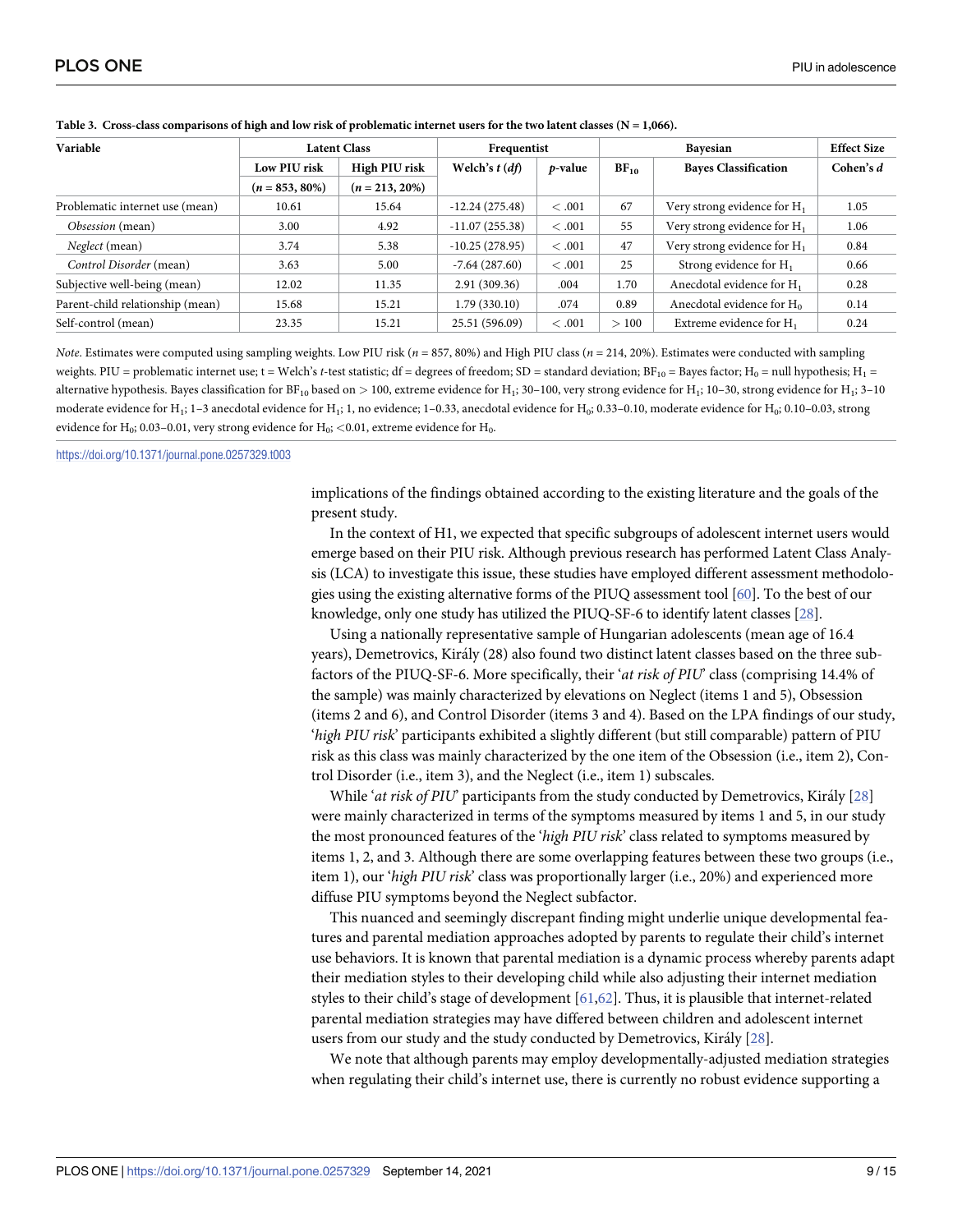**Table 3. Cross-class comparisons of high and low risk of problematic internet users for the two latent classes (N = 1,066).**

| Variable | Latent Class | | Frequentist | | Bayesian | | Effect Size |
|---|---|---|---|---|---|---|---|
| | Low PIU risk | High PIU risk | Welch's *t* (*df*) | *p*-value | $BF_{10}$ | Bayes Classification | Cohen's *d* |
| | (*n* = 853, 80%) | (*n* = 213, 20%) | | | | | |
| Problematic internet use (mean) | 10.61 | 15.64 | -12.24 (275.48) | < .001 | 67 | Very strong evidence for $H_1$ | 1.05 |
| *Obsession* (mean) | 3.00 | 4.92 | -11.07 (255.38) | < .001 | 55 | Very strong evidence for $H_1$ | 1.06 |
| *Neglect* (mean) | 3.74 | 5.38 | -10.25 (278.95) | < .001 | 47 | Very strong evidence for $H_1$ | 0.84 |
| *Control Disorder* (mean) | 3.63 | 5.00 | -7.64 (287.60) | < .001 | 25 | Strong evidence for $H_1$ | 0.66 |
| Subjective well-being (mean) | 12.02 | 11.35 | 2.91 (309.36) | .004 | 1.70 | Anecdotal evidence for $H_1$ | 0.28 |
| Parent-child relationship (mean) | 15.68 | 15.21 | 1.79 (330.10) | .074 | 0.89 | Anecdotal evidence for $H_0$ | 0.14 |
| Self-control (mean) | 23.35 | 15.21 | 25.51 (596.09) | < .001 | > 100 | Extreme evidence for $H_1$ | 0.24 |

*Note*. Estimates were computed using sampling weights. Low PIU risk (*n* = 857, 80%) and High PIU class (*n* = 214, 20%). Estimates were conducted with sampling weights. PIU = problematic internet use; t = Welch's *t*-test statistic; df = degrees of freedom; SD = standard deviation; $BF_{10}$ = Bayes factor; $H_0$ = null hypothesis; $H_1$ = alternative hypothesis. Bayes classification for $BF_{10}$ based on > 100, extreme evidence for $H_1$; 30–100, very strong evidence for $H_1$; 10–30, strong evidence for $H_1$; 3–10 moderate evidence for $H_1$; 1–3 anecdotal evidence for $H_1$; 1, no evidence; 1–0.33, anecdotal evidence for $H_0$; 0.33–0.10, moderate evidence for $H_0$; 0.10–0.03, strong evidence for $H_0$; 0.03–0.01, very strong evidence for $H_0$; <0.01, extreme evidence for $H_0$.

https://doi.org/10.1371/journal.pone.0257329.t003

implications of the findings obtained according to the existing literature and the goals of the present study.

In the context of H1, we expected that specific subgroups of adolescent internet users would emerge based on their PIU risk. Although previous research has performed Latent Class Analysis (LCA) to investigate this issue, these studies have employed different assessment methodologies using the existing alternative forms of the PIUQ assessment tool [60]. To the best of our knowledge, only one study has utilized the PIUQ-SF-6 to identify latent classes [28].

Using a nationally representative sample of Hungarian adolescents (mean age of 16.4 years), Demetrovics, Király (28) also found two distinct latent classes based on the three subfactors of the PIUQ-SF-6. More specifically, their '*at risk of PIU*' class (comprising 14.4% of the sample) was mainly characterized by elevations on Neglect (items 1 and 5), Obsession (items 2 and 6), and Control Disorder (items 3 and 4). Based on the LPA findings of our study, '*high PIU risk*' participants exhibited a slightly different (but still comparable) pattern of PIU risk as this class was mainly characterized by the one item of the Obsession (i.e., item 2), Control Disorder (i.e., item 3), and the Neglect (i.e., item 1) subscales.

While '*at risk of PIU*' participants from the study conducted by Demetrovics, Király [28] were mainly characterized in terms of the symptoms measured by items 1 and 5, in our study the most pronounced features of the '*high PIU risk*' class related to symptoms measured by items 1, 2, and 3. Although there are some overlapping features between these two groups (i.e., item 1), our '*high PIU risk*' class was proportionally larger (i.e., 20%) and experienced more diffuse PIU symptoms beyond the Neglect subfactor.

This nuanced and seemingly discrepant finding might underlie unique developmental features and parental mediation approaches adopted by parents to regulate their child's internet use behaviors. It is known that parental mediation is a dynamic process whereby parents adapt their mediation styles to their developing child while also adjusting their internet mediation styles to their child's stage of development [61,62]. Thus, it is plausible that internet-related parental mediation strategies may have differed between children and adolescent internet users from our study and the study conducted by Demetrovics, Király [28].

We note that although parents may employ developmentally-adjusted mediation strategies when regulating their child's internet use, there is currently no robust evidence supporting a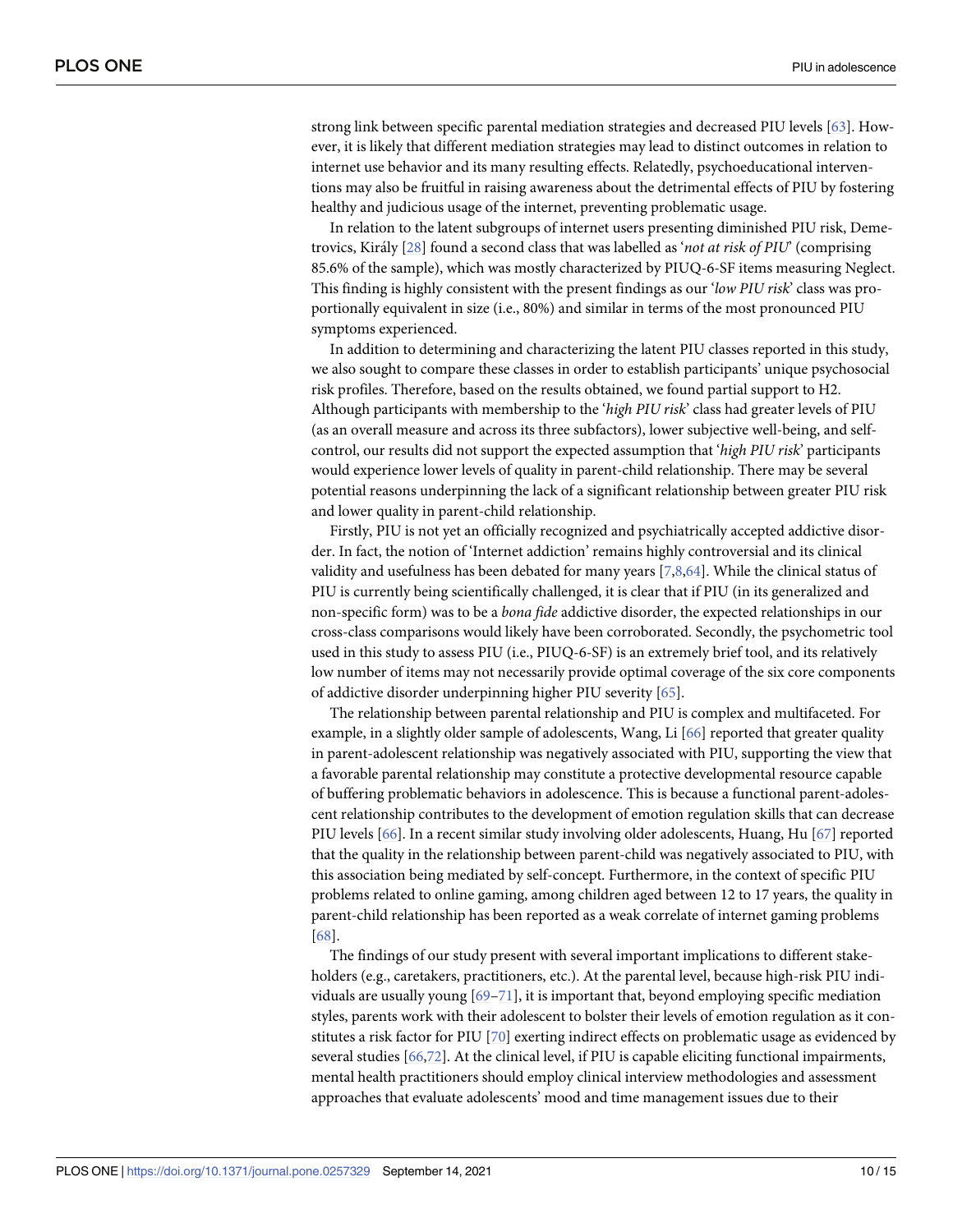strong link between specific parental mediation strategies and decreased PIU levels [63]. However, it is likely that different mediation strategies may lead to distinct outcomes in relation to internet use behavior and its many resulting effects. Relatedly, psychoeducational interventions may also be fruitful in raising awareness about the detrimental effects of PIU by fostering healthy and judicious usage of the internet, preventing problematic usage.

In relation to the latent subgroups of internet users presenting diminished PIU risk, Demetrovics, Király [28] found a second class that was labelled as '*not at risk of PIU*' (comprising 85.6% of the sample), which was mostly characterized by PIUQ-6-SF items measuring Neglect. This finding is highly consistent with the present findings as our '*low PIU risk*' class was proportionally equivalent in size (i.e., 80%) and similar in terms of the most pronounced PIU symptoms experienced.

In addition to determining and characterizing the latent PIU classes reported in this study, we also sought to compare these classes in order to establish participants' unique psychosocial risk profiles. Therefore, based on the results obtained, we found partial support to H2. Although participants with membership to the '*high PIU risk*' class had greater levels of PIU (as an overall measure and across its three subfactors), lower subjective well-being, and self-control, our results did not support the expected assumption that '*high PIU risk*' participants would experience lower levels of quality in parent-child relationship. There may be several potential reasons underpinning the lack of a significant relationship between greater PIU risk and lower quality in parent-child relationship.

Firstly, PIU is not yet an officially recognized and psychiatrically accepted addictive disorder. In fact, the notion of 'Internet addiction' remains highly controversial and its clinical validity and usefulness has been debated for many years [7,8,64]. While the clinical status of PIU is currently being scientifically challenged, it is clear that if PIU (in its generalized and non-specific form) was to be a *bona fide* addictive disorder, the expected relationships in our cross-class comparisons would likely have been corroborated. Secondly, the psychometric tool used in this study to assess PIU (i.e., PIUQ-6-SF) is an extremely brief tool, and its relatively low number of items may not necessarily provide optimal coverage of the six core components of addictive disorder underpinning higher PIU severity [65].

The relationship between parental relationship and PIU is complex and multifaceted. For example, in a slightly older sample of adolescents, Wang, Li [66] reported that greater quality in parent-adolescent relationship was negatively associated with PIU, supporting the view that a favorable parental relationship may constitute a protective developmental resource capable of buffering problematic behaviors in adolescence. This is because a functional parent-adolescent relationship contributes to the development of emotion regulation skills that can decrease PIU levels [66]. In a recent similar study involving older adolescents, Huang, Hu [67] reported that the quality in the relationship between parent-child was negatively associated to PIU, with this association being mediated by self-concept. Furthermore, in the context of specific PIU problems related to online gaming, among children aged between 12 to 17 years, the quality in parent-child relationship has been reported as a weak correlate of internet gaming problems [68].

The findings of our study present with several important implications to different stakeholders (e.g., caretakers, practitioners, etc.). At the parental level, because high-risk PIU individuals are usually young [69–71], it is important that, beyond employing specific mediation styles, parents work with their adolescent to bolster their levels of emotion regulation as it constitutes a risk factor for PIU [70] exerting indirect effects on problematic usage as evidenced by several studies [66,72]. At the clinical level, if PIU is capable eliciting functional impairments, mental health practitioners should employ clinical interview methodologies and assessment approaches that evaluate adolescents' mood and time management issues due to their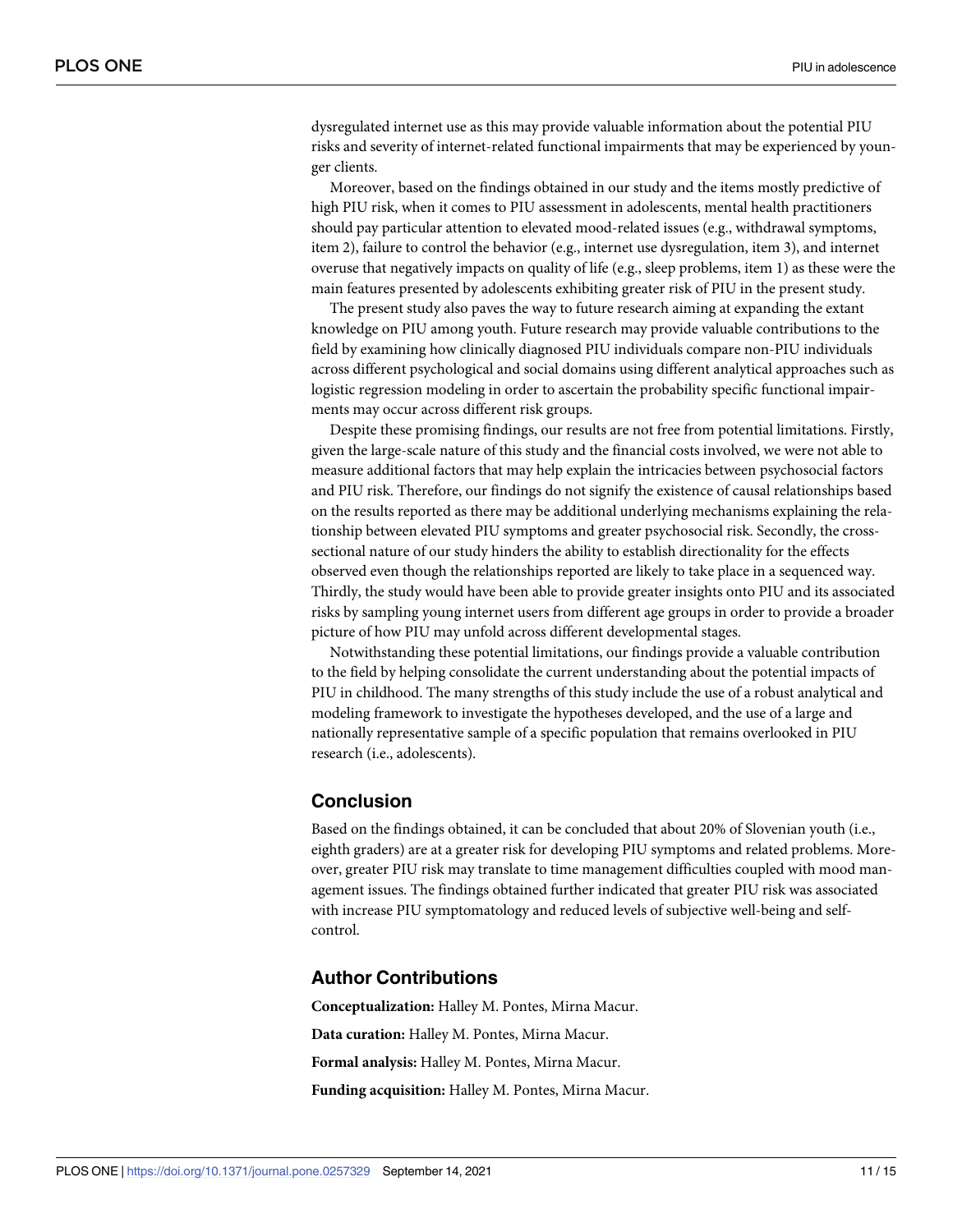dysregulated internet use as this may provide valuable information about the potential PIU risks and severity of internet-related functional impairments that may be experienced by younger clients.

Moreover, based on the findings obtained in our study and the items mostly predictive of high PIU risk, when it comes to PIU assessment in adolescents, mental health practitioners should pay particular attention to elevated mood-related issues (e.g., withdrawal symptoms, item 2), failure to control the behavior (e.g., internet use dysregulation, item 3), and internet overuse that negatively impacts on quality of life (e.g., sleep problems, item 1) as these were the main features presented by adolescents exhibiting greater risk of PIU in the present study.

The present study also paves the way to future research aiming at expanding the extant knowledge on PIU among youth. Future research may provide valuable contributions to the field by examining how clinically diagnosed PIU individuals compare non-PIU individuals across different psychological and social domains using different analytical approaches such as logistic regression modeling in order to ascertain the probability specific functional impairments may occur across different risk groups.

Despite these promising findings, our results are not free from potential limitations. Firstly, given the large-scale nature of this study and the financial costs involved, we were not able to measure additional factors that may help explain the intricacies between psychosocial factors and PIU risk. Therefore, our findings do not signify the existence of causal relationships based on the results reported as there may be additional underlying mechanisms explaining the relationship between elevated PIU symptoms and greater psychosocial risk. Secondly, the cross-sectional nature of our study hinders the ability to establish directionality for the effects observed even though the relationships reported are likely to take place in a sequenced way. Thirdly, the study would have been able to provide greater insights onto PIU and its associated risks by sampling young internet users from different age groups in order to provide a broader picture of how PIU may unfold across different developmental stages.

Notwithstanding these potential limitations, our findings provide a valuable contribution to the field by helping consolidate the current understanding about the potential impacts of PIU in childhood. The many strengths of this study include the use of a robust analytical and modeling framework to investigate the hypotheses developed, and the use of a large and nationally representative sample of a specific population that remains overlooked in PIU research (i.e., adolescents).

## Conclusion

Based on the findings obtained, it can be concluded that about 20% of Slovenian youth (i.e., eighth graders) are at a greater risk for developing PIU symptoms and related problems. Moreover, greater PIU risk may translate to time management difficulties coupled with mood management issues. The findings obtained further indicated that greater PIU risk was associated with increase PIU symptomatology and reduced levels of subjective well-being and self-control.

## Author Contributions

**Conceptualization:** Halley M. Pontes, Mirna Macur.

**Data curation:** Halley M. Pontes, Mirna Macur.

**Formal analysis:** Halley M. Pontes, Mirna Macur.

**Funding acquisition:** Halley M. Pontes, Mirna Macur.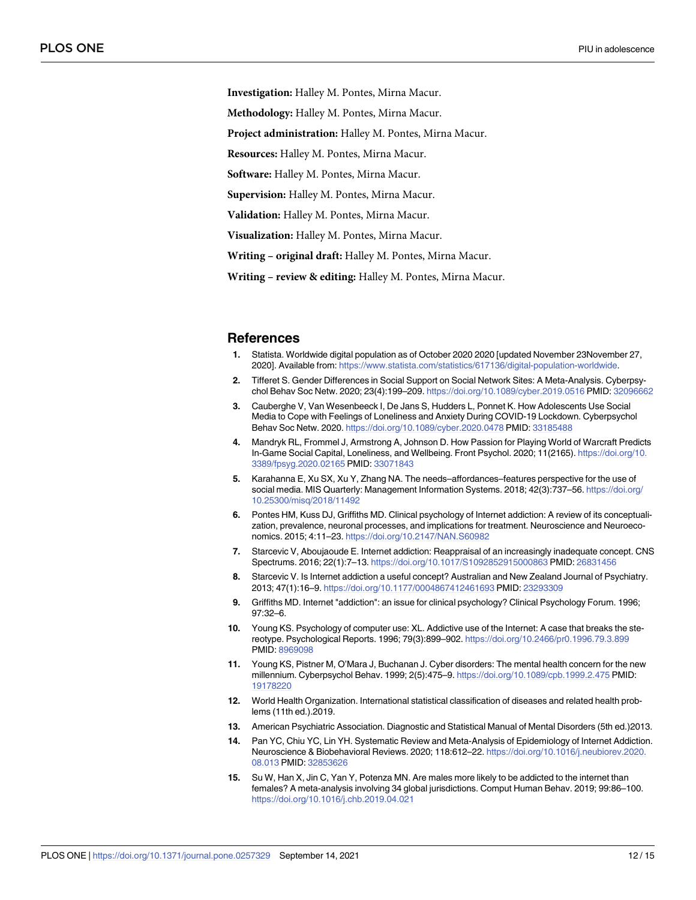**Investigation:** Halley M. Pontes, Mirna Macur.

**Methodology:** Halley M. Pontes, Mirna Macur.

**Project administration:** Halley M. Pontes, Mirna Macur.

**Resources:** Halley M. Pontes, Mirna Macur.

**Software:** Halley M. Pontes, Mirna Macur.

**Supervision:** Halley M. Pontes, Mirna Macur.

**Validation:** Halley M. Pontes, Mirna Macur.

**Visualization:** Halley M. Pontes, Mirna Macur.

**Writing – original draft:** Halley M. Pontes, Mirna Macur.

**Writing – review & editing:** Halley M. Pontes, Mirna Macur.

## References

1. Statista. Worldwide digital population as of October 2020 2020 [updated November 23November 27, 2020]. Available from: https://www.statista.com/statistics/617136/digital-population-worldwide.
2. Tifferet S. Gender Differences in Social Support on Social Network Sites: A Meta-Analysis. Cyberpsychol Behav Soc Netw. 2020; 23(4):199–209. https://doi.org/10.1089/cyber.2019.0516 PMID: 32096662
3. Cauberghe V, Van Wesenbeeck I, De Jans S, Hudders L, Ponnet K. How Adolescents Use Social Media to Cope with Feelings of Loneliness and Anxiety During COVID-19 Lockdown. Cyberpsychol Behav Soc Netw. 2020. https://doi.org/10.1089/cyber.2020.0478 PMID: 33185488
4. Mandryk RL, Frommel J, Armstrong A, Johnson D. How Passion for Playing World of Warcraft Predicts In-Game Social Capital, Loneliness, and Wellbeing. Front Psychol. 2020; 11(2165). https://doi.org/10.3389/fpsyg.2020.02165 PMID: 33071843
5. Karahanna E, Xu SX, Xu Y, Zhang NA. The needs–affordances–features perspective for the use of social media. MIS Quarterly: Management Information Systems. 2018; 42(3):737–56. https://doi.org/10.25300/misq/2018/11492
6. Pontes HM, Kuss DJ, Griffiths MD. Clinical psychology of Internet addiction: A review of its conceptualization, prevalence, neuronal processes, and implications for treatment. Neuroscience and Neuroeconomics. 2015; 4:11–23. https://doi.org/10.2147/NAN.S60982
7. Starcevic V, Aboujaoude E. Internet addiction: Reappraisal of an increasingly inadequate concept. CNS Spectrums. 2016; 22(1):7–13. https://doi.org/10.1017/S1092852915000863 PMID: 26831456
8. Starcevic V. Is Internet addiction a useful concept? Australian and New Zealand Journal of Psychiatry. 2013; 47(1):16–9. https://doi.org/10.1177/0004867412461693 PMID: 23293309
9. Griffiths MD. Internet "addiction": an issue for clinical psychology? Clinical Psychology Forum. 1996; 97:32–6.
10. Young KS. Psychology of computer use: XL. Addictive use of the Internet: A case that breaks the stereotype. Psychological Reports. 1996; 79(3):899–902. https://doi.org/10.2466/pr0.1996.79.3.899 PMID: 8969098
11. Young KS, Pistner M, O'Mara J, Buchanan J. Cyber disorders: The mental health concern for the new millennium. Cyberpsychol Behav. 1999; 2(5):475–9. https://doi.org/10.1089/cpb.1999.2.475 PMID: 19178220
12. World Health Organization. International statistical classification of diseases and related health problems (11th ed.).2019.
13. American Psychiatric Association. Diagnostic and Statistical Manual of Mental Disorders (5th ed.)2013.
14. Pan YC, Chiu YC, Lin YH. Systematic Review and Meta-Analysis of Epidemiology of Internet Addiction. Neuroscience & Biobehavioral Reviews. 2020; 118:612–22. https://doi.org/10.1016/j.neubiorev.2020.08.013 PMID: 32853626
15. Su W, Han X, Jin C, Yan Y, Potenza MN. Are males more likely to be addicted to the internet than females? A meta-analysis involving 34 global jurisdictions. Comput Human Behav. 2019; 99:86–100. https://doi.org/10.1016/j.chb.2019.04.021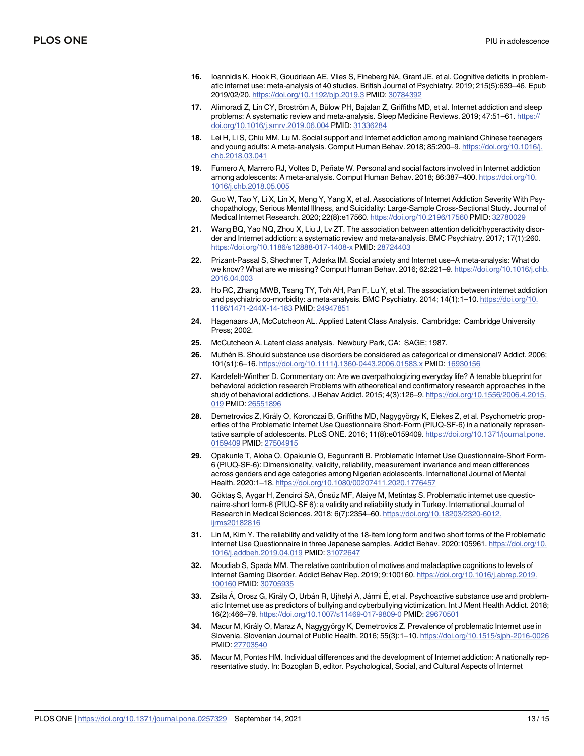16. Ioannidis K, Hook R, Goudriaan AE, Vlies S, Fineberg NA, Grant JE, et al. Cognitive deficits in problematic internet use: meta-analysis of 40 studies. British Journal of Psychiatry. 2019; 215(5):639–46. Epub 2019/02/20. https://doi.org/10.1192/bjp.2019.3 PMID: 30784392

17. Alimoradi Z, Lin CY, Broström A, Bülow PH, Bajalan Z, Griffiths MD, et al. Internet addiction and sleep problems: A systematic review and meta-analysis. Sleep Medicine Reviews. 2019; 47:51–61. https://doi.org/10.1016/j.smrv.2019.06.004 PMID: 31336284

18. Lei H, Li S, Chiu MM, Lu M. Social support and Internet addiction among mainland Chinese teenagers and young adults: A meta-analysis. Comput Human Behav. 2018; 85:200–9. https://doi.org/10.1016/j.chb.2018.03.041

19. Fumero A, Marrero RJ, Voltes D, Peñate W. Personal and social factors involved in Internet addiction among adolescents: A meta-analysis. Comput Human Behav. 2018; 86:387–400. https://doi.org/10.1016/j.chb.2018.05.005

20. Guo W, Tao Y, Li X, Lin X, Meng Y, Yang X, et al. Associations of Internet Addiction Severity With Psychopathology, Serious Mental Illness, and Suicidality: Large-Sample Cross-Sectional Study. Journal of Medical Internet Research. 2020; 22(8):e17560. https://doi.org/10.2196/17560 PMID: 32780029

21. Wang BQ, Yao NQ, Zhou X, Liu J, Lv ZT. The association between attention deficit/hyperactivity disorder and Internet addiction: a systematic review and meta-analysis. BMC Psychiatry. 2017; 17(1):260. https://doi.org/10.1186/s12888-017-1408-x PMID: 28724403

22. Prizant-Passal S, Shechner T, Aderka IM. Social anxiety and Internet use–A meta-analysis: What do we know? What are we missing? Comput Human Behav. 2016; 62:221–9. https://doi.org/10.1016/j.chb.2016.04.003

23. Ho RC, Zhang MWB, Tsang TY, Toh AH, Pan F, Lu Y, et al. The association between internet addiction and psychiatric co-morbidity: a meta-analysis. BMC Psychiatry. 2014; 14(1):1–10. https://doi.org/10.1186/1471-244X-14-183 PMID: 24947851

24. Hagenaars JA, McCutcheon AL. Applied Latent Class Analysis. Cambridge: Cambridge University Press; 2002.

25. McCutcheon A. Latent class analysis. Newbury Park, CA: SAGE; 1987.

26. Muthén B. Should substance use disorders be considered as categorical or dimensional? Addict. 2006; 101(s1):6–16. https://doi.org/10.1111/j.1360-0443.2006.01583.x PMID: 16930156

27. Kardefelt-Winther D. Commentary on: Are we overpathologizing everyday life? A tenable blueprint for behavioral addiction research Problems with atheoretical and confirmatory research approaches in the study of behavioral addictions. J Behav Addict. 2015; 4(3):126–9. https://doi.org/10.1556/2006.4.2015.019 PMID: 26551896

28. Demetrovics Z, Király O, Koronczai B, Griffiths MD, Nagygyörgy K, Elekes Z, et al. Psychometric properties of the Problematic Internet Use Questionnaire Short-Form (PIUQ-SF-6) in a nationally representative sample of adolescents. PLoS ONE. 2016; 11(8):e0159409. https://doi.org/10.1371/journal.pone.0159409 PMID: 27504915

29. Opakunle T, Aloba O, Opakunle O, Eegunranti B. Problematic Internet Use Questionnaire-Short Form-6 (PIUQ-SF-6): Dimensionality, validity, reliability, measurement invariance and mean differences across genders and age categories among Nigerian adolescents. International Journal of Mental Health. 2020:1–18. https://doi.org/10.1080/00207411.2020.1776457

30. Göktaş S, Aygar H, Zencirci SA, Önsüz MF, Alaiye M, Metintaş S. Problematic internet use questionnaire-short form-6 (PIUQ-SF 6): a validity and reliability study in Turkey. International Journal of Research in Medical Sciences. 2018; 6(7):2354–60. https://doi.org/10.18203/2320-6012.ijrms20182816

31. Lin M, Kim Y. The reliability and validity of the 18-item long form and two short forms of the Problematic Internet Use Questionnaire in three Japanese samples. Addict Behav. 2020:105961. https://doi.org/10.1016/j.addbeh.2019.04.019 PMID: 31072647

32. Moudiab S, Spada MM. The relative contribution of motives and maladaptive cognitions to levels of Internet Gaming Disorder. Addict Behav Rep. 2019; 9:100160. https://doi.org/10.1016/j.abrep.2019.100160 PMID: 30705935

33. Zsila Á, Orosz G, Király O, Urbán R, Ujhelyi A, Jármi É, et al. Psychoactive substance use and problematic Internet use as predictors of bullying and cyberbullying victimization. Int J Ment Health Addict. 2018; 16(2):466–79. https://doi.org/10.1007/s11469-017-9809-0 PMID: 29670501

34. Macur M, Király O, Maraz A, Nagygyörgy K, Demetrovics Z. Prevalence of problematic Internet use in Slovenia. Slovenian Journal of Public Health. 2016; 55(3):1–10. https://doi.org/10.1515/sjph-2016-0026 PMID: 27703540

35. Macur M, Pontes HM. Individual differences and the development of Internet addiction: A nationally representative study. In: Bozoglan B, editor. Psychological, Social, and Cultural Aspects of Internet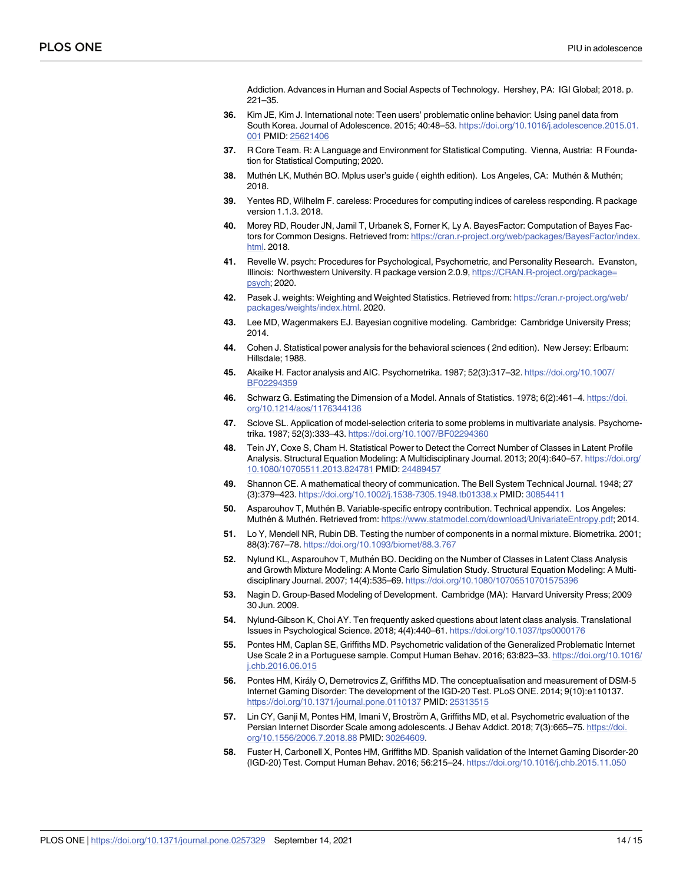Addiction. Advances in Human and Social Aspects of Technology. Hershey, PA: IGI Global; 2018. p. 221–35.

36. Kim JE, Kim J. International note: Teen users' problematic online behavior: Using panel data from South Korea. Journal of Adolescence. 2015; 40:48–53. https://doi.org/10.1016/j.adolescence.2015.01.001 PMID: 25621406

37. R Core Team. R: A Language and Environment for Statistical Computing. Vienna, Austria: R Foundation for Statistical Computing; 2020.

38. Muthén LK, Muthén BO. Mplus user's guide ( eighth edition). Los Angeles, CA: Muthén & Muthén; 2018.

39. Yentes RD, Wilhelm F. careless: Procedures for computing indices of careless responding. R package version 1.1.3. 2018.

40. Morey RD, Rouder JN, Jamil T, Urbanek S, Forner K, Ly A. BayesFactor: Computation of Bayes Factors for Common Designs. Retrieved from: https://cran.r-project.org/web/packages/BayesFactor/index.html. 2018.

41. Revelle W. psych: Procedures for Psychological, Psychometric, and Personality Research. Evanston, Illinois: Northwestern University. R package version 2.0.9, https://CRAN.R-project.org/package=psych; 2020.

42. Pasek J. weights: Weighting and Weighted Statistics. Retrieved from: https://cran.r-project.org/web/packages/weights/index.html. 2020.

43. Lee MD, Wagenmakers EJ. Bayesian cognitive modeling. Cambridge: Cambridge University Press; 2014.

44. Cohen J. Statistical power analysis for the behavioral sciences ( 2nd edition). New Jersey: Erlbaum: Hillsdale; 1988.

45. Akaike H. Factor analysis and AIC. Psychometrika. 1987; 52(3):317–32. https://doi.org/10.1007/BF02294359

46. Schwarz G. Estimating the Dimension of a Model. Annals of Statistics. 1978; 6(2):461–4. https://doi.org/10.1214/aos/1176344136

47. Sclove SL. Application of model-selection criteria to some problems in multivariate analysis. Psychometrika. 1987; 52(3):333–43. https://doi.org/10.1007/BF02294360

48. Tein JY, Coxe S, Cham H. Statistical Power to Detect the Correct Number of Classes in Latent Profile Analysis. Structural Equation Modeling: A Multidisciplinary Journal. 2013; 20(4):640–57. https://doi.org/10.1080/10705511.2013.824781 PMID: 24489457

49. Shannon CE. A mathematical theory of communication. The Bell System Technical Journal. 1948; 27 (3):379–423. https://doi.org/10.1002/j.1538-7305.1948.tb01338.x PMID: 30854411

50. Asparouhov T, Muthén B. Variable-specific entropy contribution. Technical appendix. Los Angeles: Muthén & Muthén. Retrieved from: https://www.statmodel.com/download/UnivariateEntropy.pdf; 2014.

51. Lo Y, Mendell NR, Rubin DB. Testing the number of components in a normal mixture. Biometrika. 2001; 88(3):767–78. https://doi.org/10.1093/biomet/88.3.767

52. Nylund KL, Asparouhov T, Muthén BO. Deciding on the Number of Classes in Latent Class Analysis and Growth Mixture Modeling: A Monte Carlo Simulation Study. Structural Equation Modeling: A Multidisciplinary Journal. 2007; 14(4):535–69. https://doi.org/10.1080/10705510701575396

53. Nagin D. Group-Based Modeling of Development. Cambridge (MA): Harvard University Press; 2009 30 Jun. 2009.

54. Nylund-Gibson K, Choi AY. Ten frequently asked questions about latent class analysis. Translational Issues in Psychological Science. 2018; 4(4):440–61. https://doi.org/10.1037/tps0000176

55. Pontes HM, Caplan SE, Griffiths MD. Psychometric validation of the Generalized Problematic Internet Use Scale 2 in a Portuguese sample. Comput Human Behav. 2016; 63:823–33. https://doi.org/10.1016/j.chb.2016.06.015

56. Pontes HM, Király O, Demetrovics Z, Griffiths MD. The conceptualisation and measurement of DSM-5 Internet Gaming Disorder: The development of the IGD-20 Test. PLoS ONE. 2014; 9(10):e110137. https://doi.org/10.1371/journal.pone.0110137 PMID: 25313515

57. Lin CY, Ganji M, Pontes HM, Imani V, Broström A, Griffiths MD, et al. Psychometric evaluation of the Persian Internet Disorder Scale among adolescents. J Behav Addict. 2018; 7(3):665–75. https://doi.org/10.1556/2006.7.2018.88 PMID: 30264609.

58. Fuster H, Carbonell X, Pontes HM, Griffiths MD. Spanish validation of the Internet Gaming Disorder-20 (IGD-20) Test. Comput Human Behav. 2016; 56:215–24. https://doi.org/10.1016/j.chb.2015.11.050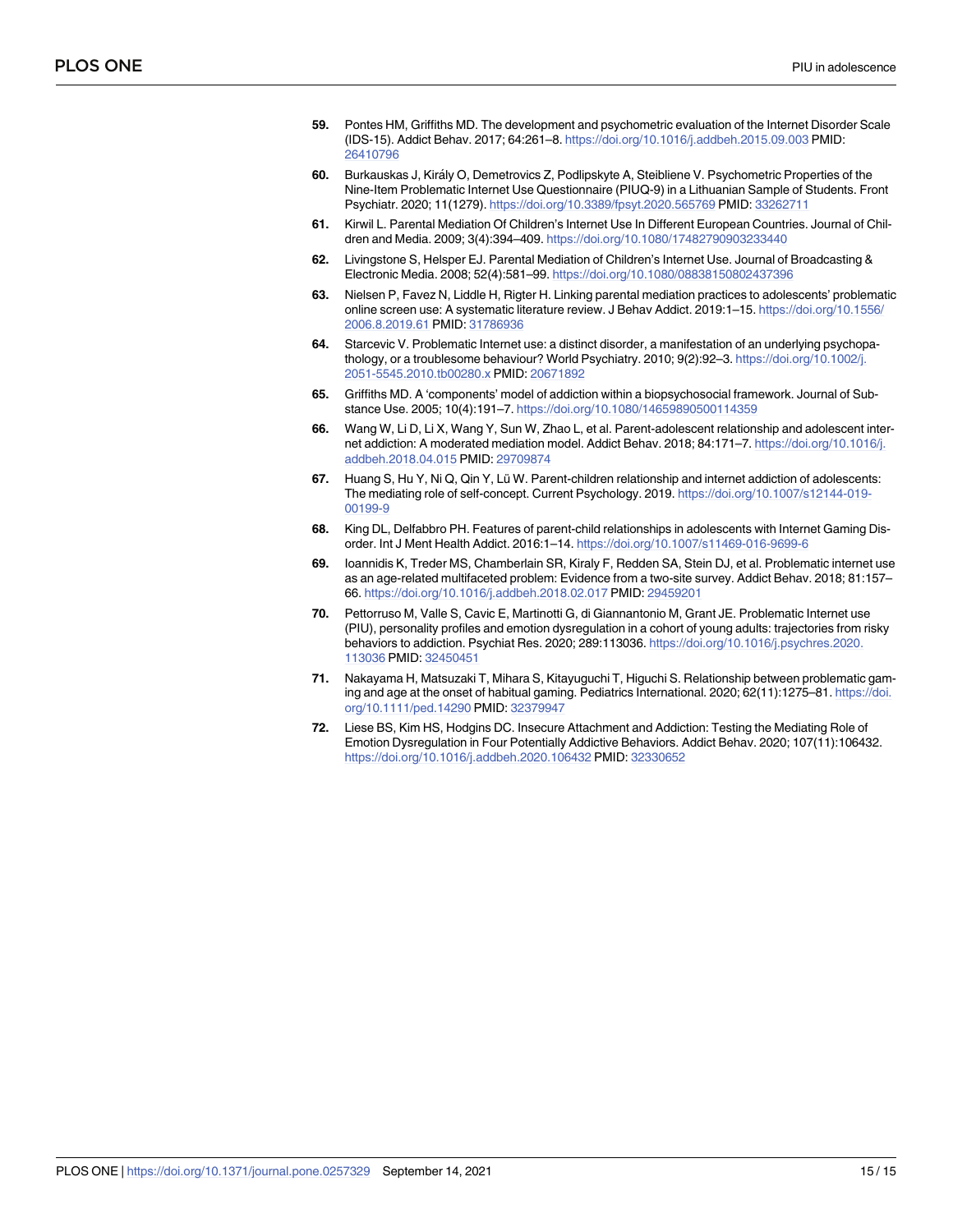59. Pontes HM, Griffiths MD. The development and psychometric evaluation of the Internet Disorder Scale (IDS-15). Addict Behav. 2017; 64:261–8. https://doi.org/10.1016/j.addbeh.2015.09.003 PMID: 26410796

60. Burkauskas J, Király O, Demetrovics Z, Podlipskyte A, Steibliene V. Psychometric Properties of the Nine-Item Problematic Internet Use Questionnaire (PIUQ-9) in a Lithuanian Sample of Students. Front Psychiatr. 2020; 11(1279). https://doi.org/10.3389/fpsyt.2020.565769 PMID: 33262711

61. Kirwil L. Parental Mediation Of Children's Internet Use In Different European Countries. Journal of Children and Media. 2009; 3(4):394–409. https://doi.org/10.1080/17482790903233440

62. Livingstone S, Helsper EJ. Parental Mediation of Children's Internet Use. Journal of Broadcasting & Electronic Media. 2008; 52(4):581–99. https://doi.org/10.1080/08838150802437396

63. Nielsen P, Favez N, Liddle H, Rigter H. Linking parental mediation practices to adolescents' problematic online screen use: A systematic literature review. J Behav Addict. 2019:1–15. https://doi.org/10.1556/2006.8.2019.61 PMID: 31786936

64. Starcevic V. Problematic Internet use: a distinct disorder, a manifestation of an underlying psychopathology, or a troublesome behaviour? World Psychiatry. 2010; 9(2):92–3. https://doi.org/10.1002/j.2051-5545.2010.tb00280.x PMID: 20671892

65. Griffiths MD. A 'components' model of addiction within a biopsychosocial framework. Journal of Substance Use. 2005; 10(4):191–7. https://doi.org/10.1080/14659890500114359

66. Wang W, Li D, Li X, Wang Y, Sun W, Zhao L, et al. Parent-adolescent relationship and adolescent internet addiction: A moderated mediation model. Addict Behav. 2018; 84:171–7. https://doi.org/10.1016/j.addbeh.2018.04.015 PMID: 29709874

67. Huang S, Hu Y, Ni Q, Qin Y, Lü W. Parent-children relationship and internet addiction of adolescents: The mediating role of self-concept. Current Psychology. 2019. https://doi.org/10.1007/s12144-019-00199-9

68. King DL, Delfabbro PH. Features of parent-child relationships in adolescents with Internet Gaming Disorder. Int J Ment Health Addict. 2016:1–14. https://doi.org/10.1007/s11469-016-9699-6

69. Ioannidis K, Treder MS, Chamberlain SR, Kiraly F, Redden SA, Stein DJ, et al. Problematic internet use as an age-related multifaceted problem: Evidence from a two-site survey. Addict Behav. 2018; 81:157–66. https://doi.org/10.1016/j.addbeh.2018.02.017 PMID: 29459201

70. Pettorruso M, Valle S, Cavic E, Martinotti G, di Giannantonio M, Grant JE. Problematic Internet use (PIU), personality profiles and emotion dysregulation in a cohort of young adults: trajectories from risky behaviors to addiction. Psychiat Res. 2020; 289:113036. https://doi.org/10.1016/j.psychres.2020.113036 PMID: 32450451

71. Nakayama H, Matsuzaki T, Mihara S, Kitayuguchi T, Higuchi S. Relationship between problematic gaming and age at the onset of habitual gaming. Pediatrics International. 2020; 62(11):1275–81. https://doi.org/10.1111/ped.14290 PMID: 32379947

72. Liese BS, Kim HS, Hodgins DC. Insecure Attachment and Addiction: Testing the Mediating Role of Emotion Dysregulation in Four Potentially Addictive Behaviors. Addict Behav. 2020; 107(11):106432. https://doi.org/10.1016/j.addbeh.2020.106432 PMID: 32330652